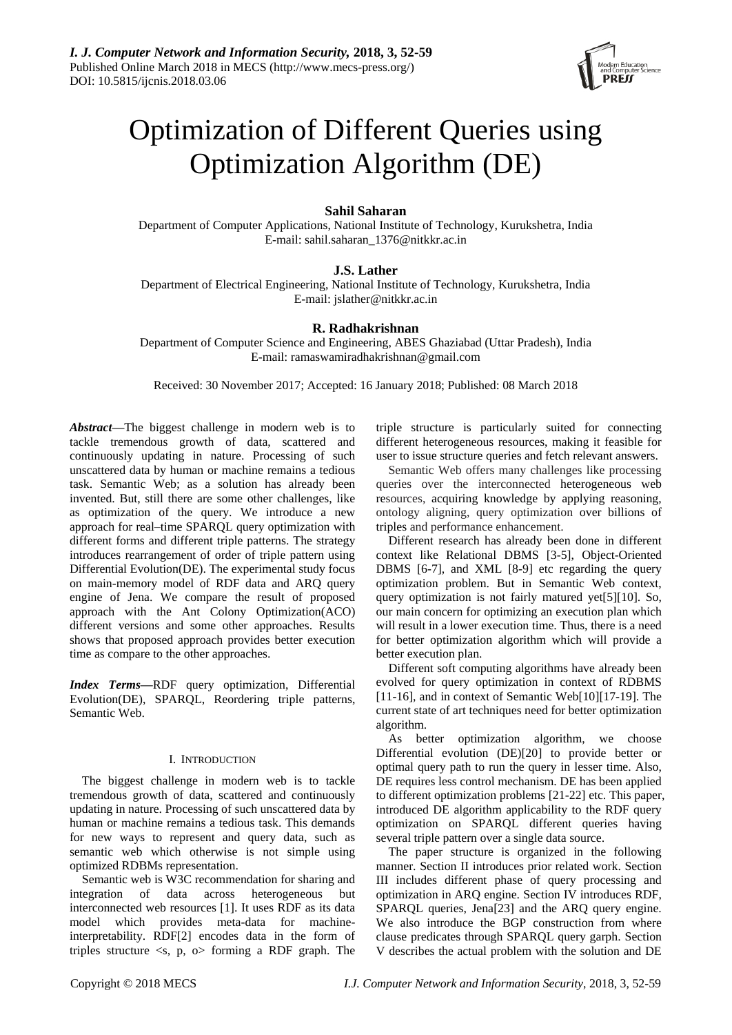# Optimization of Different Queries using Optimization Algorithm (DE)

**Sahil Saharan**

Department of Computer Applications, National Institute of Technology, Kurukshetra, India
E-mail: sahil.saharan_1376@nitkkr.ac.in

**J.S. Lather**

Department of Electrical Engineering, National Institute of Technology, Kurukshetra, India
E-mail: jslather@nitkkr.ac.in

**R. Radhakrishnan**

Department of Computer Science and Engineering, ABES Ghaziabad (Uttar Pradesh), India
E-mail: ramaswamiradhakrishnan@gmail.com

Received: 30 November 2017; Accepted: 16 January 2018; Published: 08 March 2018

***Abstract*—**The biggest challenge in modern web is to tackle tremendous growth of data, scattered and continuously updating in nature. Processing of such unscattered data by human or machine remains a tedious task. Semantic Web; as a solution has already been invented. But, still there are some other challenges, like as optimization of the query. We introduce a new approach for real–time SPARQL query optimization with different forms and different triple patterns. The strategy introduces rearrangement of order of triple pattern using Differential Evolution(DE). The experimental study focus on main-memory model of RDF data and ARQ query engine of Jena. We compare the result of proposed approach with the Ant Colony Optimization(ACO) different versions and some other approaches. Results shows that proposed approach provides better execution time as compare to the other approaches.

***Index Terms*—**RDF query optimization, Differential Evolution(DE), SPARQL, Reordering triple patterns, Semantic Web.

## I. Introduction

The biggest challenge in modern web is to tackle tremendous growth of data, scattered and continuously updating in nature. Processing of such unscattered data by human or machine remains a tedious task. This demands for new ways to represent and query data, such as semantic web which otherwise is not simple using optimized RDBMs representation.

Semantic web is W3C recommendation for sharing and integration of data across heterogeneous but interconnected web resources [1]. It uses RDF as its data model which provides meta-data for machine-interpretability. RDF[2] encodes data in the form of triples structure <s, p, o> forming a RDF graph. The triple structure is particularly suited for connecting different heterogeneous resources, making it feasible for user to issue structure queries and fetch relevant answers.

Semantic Web offers many challenges like processing queries over the interconnected heterogeneous web resources, acquiring knowledge by applying reasoning, ontology aligning, query optimization over billions of triples and performance enhancement.

Different research has already been done in different context like Relational DBMS [3-5], Object-Oriented DBMS [6-7], and XML [8-9] etc regarding the query optimization problem. But in Semantic Web context, query optimization is not fairly matured yet[5][10]. So, our main concern for optimizing an execution plan which will result in a lower execution time. Thus, there is a need for better optimization algorithm which will provide a better execution plan.

Different soft computing algorithms have already been evolved for query optimization in context of RDBMS [11-16], and in context of Semantic Web[10][17-19]. The current state of art techniques need for better optimization algorithm.

As better optimization algorithm, we choose Differential evolution (DE)[20] to provide better or optimal query path to run the query in lesser time. Also, DE requires less control mechanism. DE has been applied to different optimization problems [21-22] etc. This paper, introduced DE algorithm applicability to the RDF query optimization on SPARQL different queries having several triple pattern over a single data source.

The paper structure is organized in the following manner. Section II introduces prior related work. Section III includes different phase of query processing and optimization in ARQ engine. Section IV introduces RDF, SPARQL queries, Jena[23] and the ARQ query engine. We also introduce the BGP construction from where clause predicates through SPARQL query garph. Section V describes the actual problem with the solution and DE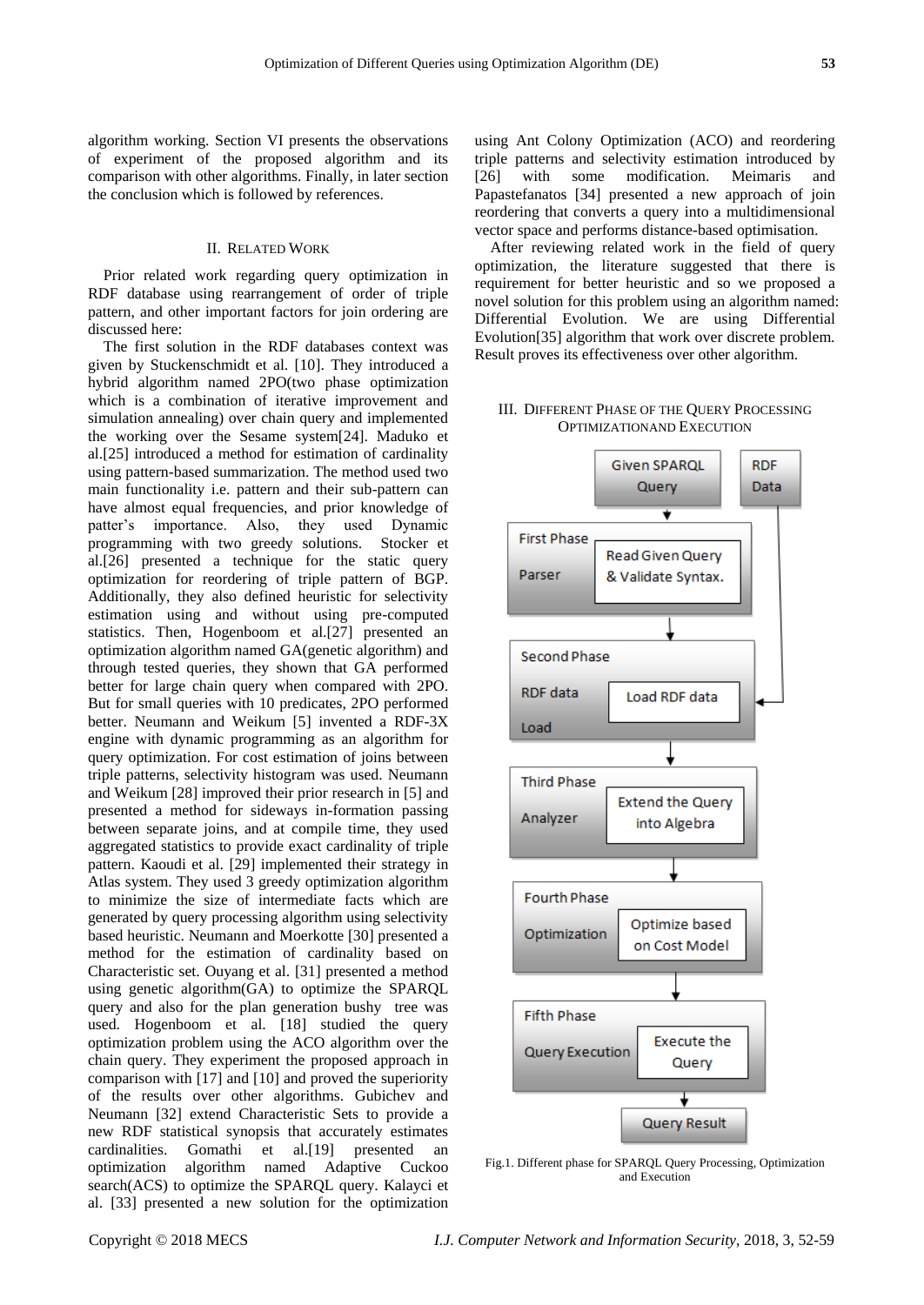algorithm working. Section VI presents the observations of experiment of the proposed algorithm and its comparison with other algorithms. Finally, in later section the conclusion which is followed by references.

## II. Related Work

Prior related work regarding query optimization in RDF database using rearrangement of order of triple pattern, and other important factors for join ordering are discussed here:

The first solution in the RDF databases context was given by Stuckenschmidt et al. [10]. They introduced a hybrid algorithm named 2PO(two phase optimization which is a combination of iterative improvement and simulation annealing) over chain query and implemented the working over the Sesame system[24]. Maduko et al.[25] introduced a method for estimation of cardinality using pattern-based summarization. The method used two main functionality i.e. pattern and their sub-pattern can have almost equal frequencies, and prior knowledge of patter's importance. Also, they used Dynamic programming with two greedy solutions. Stocker et al.[26] presented a technique for the static query optimization for reordering of triple pattern of BGP. Additionally, they also defined heuristic for selectivity estimation using and without using pre-computed statistics. Then, Hogenboom et al.[27] presented an optimization algorithm named GA(genetic algorithm) and through tested queries, they shown that GA performed better for large chain query when compared with 2PO. But for small queries with 10 predicates, 2PO performed better. Neumann and Weikum [5] invented a RDF-3X engine with dynamic programming as an algorithm for query optimization. For cost estimation of joins between triple patterns, selectivity histogram was used. Neumann and Weikum [28] improved their prior research in [5] and presented a method for sideways in-formation passing between separate joins, and at compile time, they used aggregated statistics to provide exact cardinality of triple pattern. Kaoudi et al. [29] implemented their strategy in Atlas system. They used 3 greedy optimization algorithm to minimize the size of intermediate facts which are generated by query processing algorithm using selectivity based heuristic. Neumann and Moerkotte [30] presented a method for the estimation of cardinality based on Characteristic set. Ouyang et al. [31] presented a method using genetic algorithm(GA) to optimize the SPARQL query and also for the plan generation bushy tree was used. Hogenboom et al. [18] studied the query optimization problem using the ACO algorithm over the chain query. They experiment the proposed approach in comparison with [17] and [10] and proved the superiority of the results over other algorithms. Gubichev and Neumann [32] extend Characteristic Sets to provide a new RDF statistical synopsis that accurately estimates cardinalities. Gomathi et al.[19] presented an optimization algorithm named Adaptive Cuckoo search(ACS) to optimize the SPARQL query. Kalayci et al. [33] presented a new solution for the optimization using Ant Colony Optimization (ACO) and reordering triple patterns and selectivity estimation introduced by [26] with some modification. Meimaris and Papastefanatos [34] presented a new approach of join reordering that converts a query into a multidimensional vector space and performs distance-based optimisation.

After reviewing related work in the field of query optimization, the literature suggested that there is requirement for better heuristic and so we proposed a novel solution for this problem using an algorithm named: Differential Evolution. We are using Differential Evolution[35] algorithm that work over discrete problem. Result proves its effectiveness over other algorithm.

## III. Different Phase of the Query Processing Optimizationand Execution

Given SPARQL Query → First Phase: Parser (Read Given Query & Validate Syntax.) → Second Phase: RDF data Load (Load RDF data; input: RDF Data) → Third Phase: Analyzer (Extend the Query into Algebra) → Fourth Phase: Optimization (Optimize based on Cost Model) → Fifth Phase: Query Execution (Execute the Query) → Query Result

Fig.1. Different phase for SPARQL Query Processing, Optimization and Execution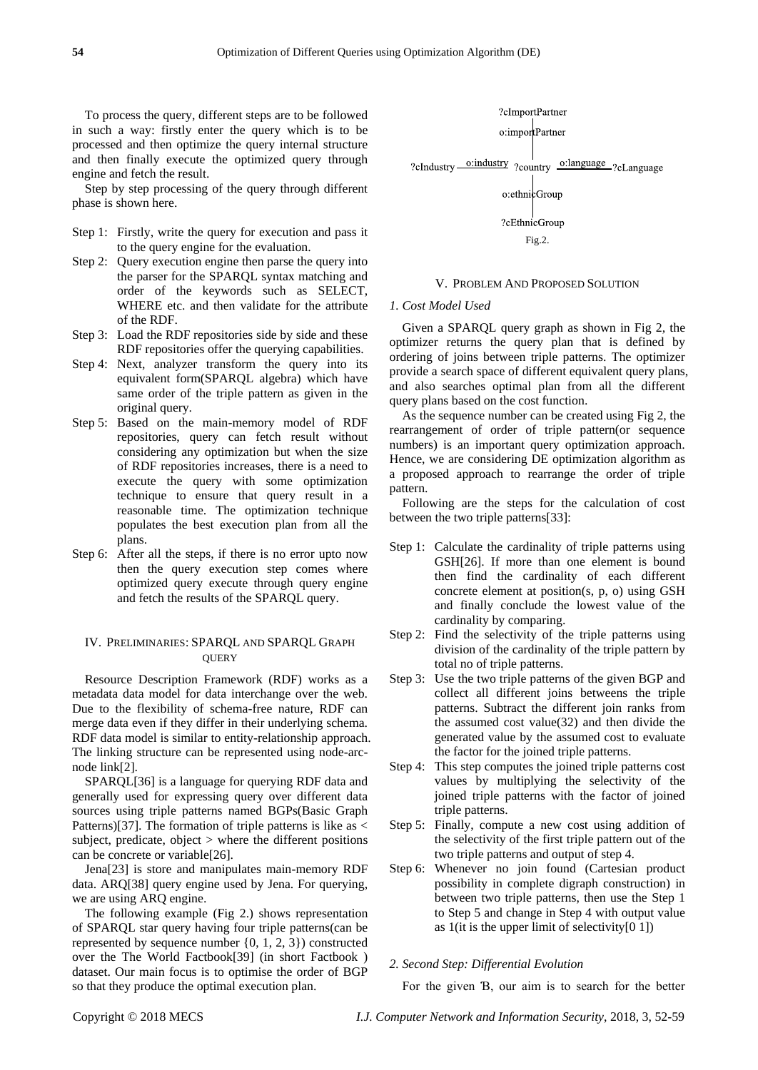To process the query, different steps are to be followed in such a way: firstly enter the query which is to be processed and then optimize the query internal structure and then finally execute the optimized query through engine and fetch the result.

Step by step processing of the query through different phase is shown here.

- Step 1: Firstly, write the query for execution and pass it to the query engine for the evaluation.
- Step 2: Query execution engine then parse the query into the parser for the SPARQL syntax matching and order of the keywords such as SELECT, WHERE etc. and then validate for the attribute of the RDF.
- Step 3: Load the RDF repositories side by side and these RDF repositories offer the querying capabilities.
- Step 4: Next, analyzer transform the query into its equivalent form(SPARQL algebra) which have same order of the triple pattern as given in the original query.
- Step 5: Based on the main-memory model of RDF repositories, query can fetch result without considering any optimization but when the size of RDF repositories increases, there is a need to execute the query with some optimization technique to ensure that query result in a reasonable time. The optimization technique populates the best execution plan from all the plans.
- Step 6: After all the steps, if there is no error upto now then the query execution step comes where optimized query execute through query engine and fetch the results of the SPARQL query.

## IV. Preliminaries: SPARQL and SPARQL Graph Query

Resource Description Framework (RDF) works as a metadata data model for data interchange over the web. Due to the flexibility of schema-free nature, RDF can merge data even if they differ in their underlying schema. RDF data model is similar to entity-relationship approach. The linking structure can be represented using node-arc-node link[2].

SPARQL[36] is a language for querying RDF data and generally used for expressing query over different data sources using triple patterns named BGPs(Basic Graph Patterns)[37]. The formation of triple patterns is like as < subject, predicate, object > where the different positions can be concrete or variable[26].

Jena[23] is store and manipulates main-memory RDF data. ARQ[38] query engine used by Jena. For querying, we are using ARQ engine.

The following example (Fig 2.) shows representation of SPARQL star query having four triple patterns(can be represented by sequence number {0, 1, 2, 3}) constructed over the The World Factbook[39] (in short Factbook ) dataset. Our main focus is to optimise the order of BGP so that they produce the optimal execution plan.

?cImportPartner
o:importPartner
?cIndustry —o:industry— ?country —o:language— ?cLanguage
o:ethnicGroup
?cEthnicGroup

Fig.2.

## V. Problem and Proposed Solution

### *1. Cost Model Used*

Given a SPARQL query graph as shown in Fig 2, the optimizer returns the query plan that is defined by ordering of joins between triple patterns. The optimizer provide a search space of different equivalent query plans, and also searches optimal plan from all the different query plans based on the cost function.

As the sequence number can be created using Fig 2, the rearrangement of order of triple pattern(or sequence numbers) is an important query optimization approach. Hence, we are considering DE optimization algorithm as a proposed approach to rearrange the order of triple pattern.

Following are the steps for the calculation of cost between the two triple patterns[33]:

- Step 1: Calculate the cardinality of triple patterns using GSH[26]. If more than one element is bound then find the cardinality of each different concrete element at position(s, p, o) using GSH and finally conclude the lowest value of the cardinality by comparing.
- Step 2: Find the selectivity of the triple patterns using division of the cardinality of the triple pattern by total no of triple patterns.
- Step 3: Use the two triple patterns of the given BGP and collect all different joins betweens the triple patterns. Subtract the different join ranks from the assumed cost value(32) and then divide the generated value by the assumed cost to evaluate the factor for the joined triple patterns.
- Step 4: This step computes the joined triple patterns cost values by multiplying the selectivity of the joined triple patterns with the factor of joined triple patterns.
- Step 5: Finally, compute a new cost using addition of the selectivity of the first triple pattern out of the two triple patterns and output of step 4.
- Step 6: Whenever no join found (Cartesian product possibility in complete digraph construction) in between two triple patterns, then use the Step 1 to Step 5 and change in Step 4 with output value as 1(it is the upper limit of selectivity[0 1])

### *2. Second Step: Differential Evolution*

For the given Ɓ, our aim is to search for the better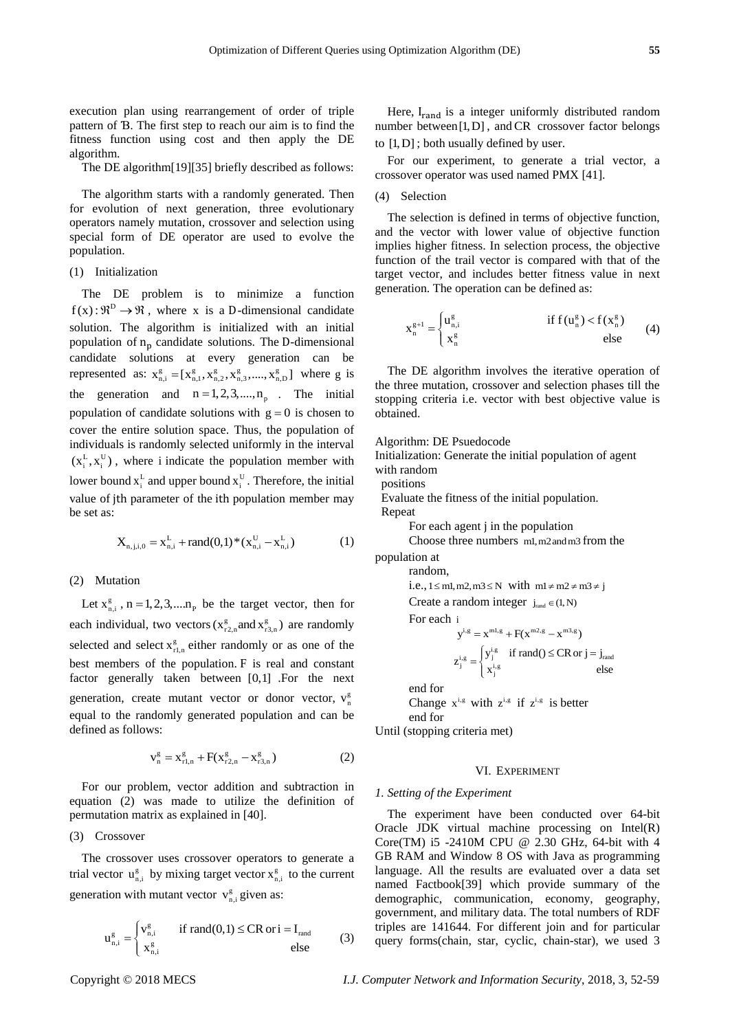execution plan using rearrangement of order of triple pattern of Ɓ. The first step to reach our aim is to find the fitness function using cost and then apply the DE algorithm.

The DE algorithm[19][35] briefly described as follows:

The algorithm starts with a randomly generated. Then for evolution of next generation, three evolutionary operators namely mutation, crossover and selection using special form of DE operator are used to evolve the population.

(1) Initialization

The DE problem is to minimize a function $f(x):\Re^D \rightarrow \Re$, where x is a D-dimensional candidate solution. The algorithm is initialized with an initial population of $n_p$ candidate solutions. The D-dimensional candidate solutions at every generation can be represented as: $x_{n,i}^g = [x_{n,1}^g, x_{n,2}^g, x_{n,3}^g, ...., x_{n,D}^g]$ where g is the generation and $n = 1,2,3,....,n_p$. The initial population of candidate solutions with $g = 0$ is chosen to cover the entire solution space. Thus, the population of individuals is randomly selected uniformly in the interval $(x_i^L, x_i^U)$, where i indicate the population member with lower bound $x_i^L$ and upper bound $x_i^U$. Therefore, the initial value of jth parameter of the ith population member may be set as:

$$X_{n,j,i,0} = x_{n,i}^L + \text{rand}(0,1)*(x_{n,i}^U - x_{n,i}^L) \tag{1}$$

(2) Mutation

Let $x_{n,i}^g$, $n = 1,2,3,....n_P$ be the target vector, then for each individual, two vectors $(x_{r2,n}^g \text{ and } x_{r3,n}^g)$ are randomly selected and select $x_{r1,n}^g$ either randomly or as one of the best members of the population. F is real and constant factor generally taken between [0,1] .For the next generation, create mutant vector or donor vector, $v_n^g$ equal to the randomly generated population and can be defined as follows:

$$v_n^g = x_{r1,n}^g + F(x_{r2,n}^g - x_{r3,n}^g) \tag{2}$$

For our problem, vector addition and subtraction in equation (2) was made to utilize the definition of permutation matrix as explained in [40].

(3) Crossover

The crossover uses crossover operators to generate a trial vector $u_{n,i}^g$ by mixing target vector $x_{n,i}^g$ to the current generation with mutant vector $v_{n,i}^g$ given as:

$$u_{n,i}^g = \begin{cases} v_{n,i}^g & \text{if rand}(0,1) \leq CR \text{ or } i = I_{rand} \\ x_{n,i}^g & \text{else} \end{cases} \tag{3}$$

Here, $I_{rand}$ is a integer uniformly distributed random number between $[1,D]$, and CR crossover factor belongs to $[1,D]$; both usually defined by user.

For our experiment, to generate a trial vector, a crossover operator was used named PMX [41].

(4) Selection

The selection is defined in terms of objective function, and the vector with lower value of objective function implies higher fitness. In selection process, the objective function of the trail vector is compared with that of the target vector, and includes better fitness value in next generation. The operation can be defined as:

$$x_n^{g+1} = \begin{cases} u_{n,i}^g & \text{if } f(u_n^g) < f(x_n^g) \\ x_n^g & \text{else} \end{cases} \tag{4}$$

The DE algorithm involves the iterative operation of the three mutation, crossover and selection phases till the stopping criteria i.e. vector with best objective value is obtained.

Algorithm: DE Psuedocode
Initialization: Generate the initial population of agent with random
  positions
  Evaluate the fitness of the initial population.
  Repeat
    For each agent j in the population
    Choose three numbers $m1, m2 \text{ and } m3$ from the population at
    random,
    i.e., $1 \leq m1, m2, m3 \leq N$ with $m1 \neq m2 \neq m3 \neq j$
    Create a random integer $j_{rand} \in (1, N)$
    For each i
      $y^{i,g} = x^{m1,g} + F(x^{m2,g} - x^{m3,g})$
      $z_j^{i,g} = \begin{cases} y_j^{i,g} & \text{if rand}() \leq CR \text{ or } j = j_{rand} \\ x_j^{i,g} & \text{else} \end{cases}$
    end for
    Change $x^{i,g}$ with $z^{i,g}$ if $z^{i,g}$ is better
    end for
Until (stopping criteria met)

## VI. Experiment

### 1. Setting of the Experiment

The experiment have been conducted over 64-bit Oracle JDK virtual machine processing on Intel(R) Core(TM) i5 -2410M CPU @ 2.30 GHz, 64-bit with 4 GB RAM and Window 8 OS with Java as programming language. All the results are evaluated over a data set named Factbook[39] which provide summary of the demographic, communication, economy, geography, government, and military data. The total numbers of RDF triples are 141644. For different join and for particular query forms(chain, star, cyclic, chain-star), we used 3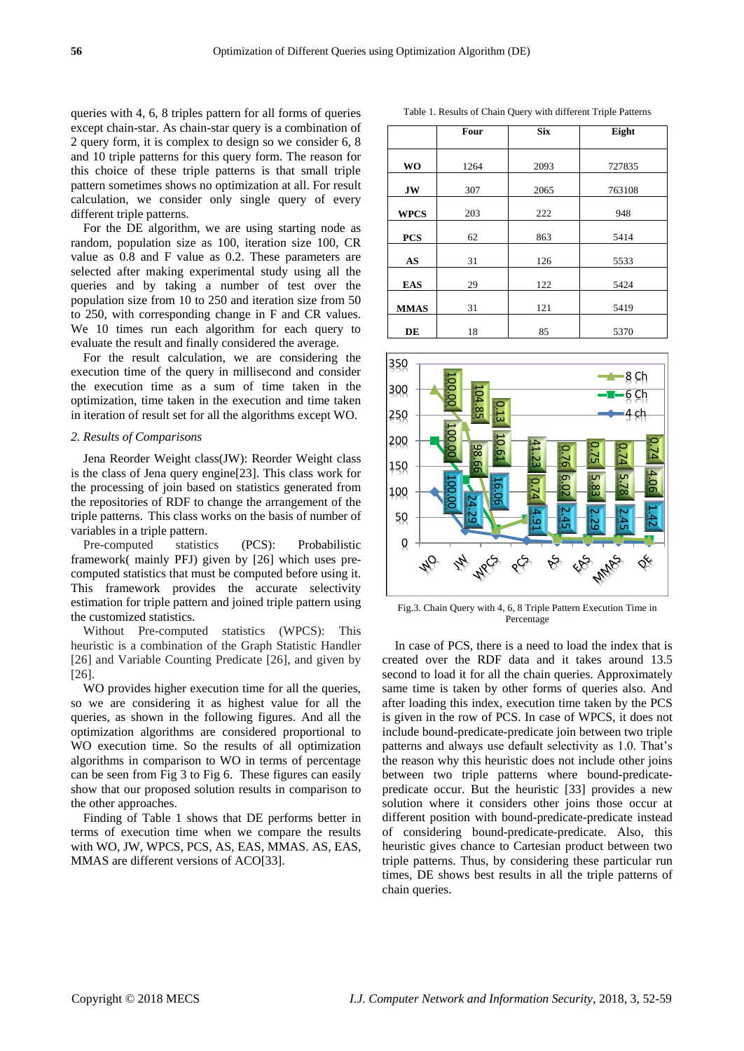queries with 4, 6, 8 triples pattern for all forms of queries except chain-star. As chain-star query is a combination of 2 query form, it is complex to design so we consider 6, 8 and 10 triple patterns for this query form. The reason for this choice of these triple patterns is that small triple pattern sometimes shows no optimization at all. For result calculation, we consider only single query of every different triple patterns.

For the DE algorithm, we are using starting node as random, population size as 100, iteration size 100, CR value as 0.8 and F value as 0.2. These parameters are selected after making experimental study using all the queries and by taking a number of test over the population size from 10 to 250 and iteration size from 50 to 250, with corresponding change in F and CR values. We 10 times run each algorithm for each query to evaluate the result and finally considered the average.

For the result calculation, we are considering the execution time of the query in millisecond and consider the execution time as a sum of time taken in the optimization, time taken in the execution and time taken in iteration of result set for all the algorithms except WO.

### 2. Results of Comparisons

Jena Reorder Weight class(JW): Reorder Weight class is the class of Jena query engine[23]. This class work for the processing of join based on statistics generated from the repositories of RDF to change the arrangement of the triple patterns. This class works on the basis of number of variables in a triple pattern.

Pre-computed statistics (PCS): Probabilistic framework( mainly PFJ) given by [26] which uses pre-computed statistics that must be computed before using it. This framework provides the accurate selectivity estimation for triple pattern and joined triple pattern using the customized statistics.

Without Pre-computed statistics (WPCS): This heuristic is a combination of the Graph Statistic Handler [26] and Variable Counting Predicate [26], and given by [26].

WO provides higher execution time for all the queries, so we are considering it as highest value for all the queries, as shown in the following figures. And all the optimization algorithms are considered proportional to WO execution time. So the results of all optimization algorithms in comparison to WO in terms of percentage can be seen from Fig 3 to Fig 6. These figures can easily show that our proposed solution results in comparison to the other approaches.

Finding of Table 1 shows that DE performs better in terms of execution time when we compare the results with WO, JW, WPCS, PCS, AS, EAS, MMAS. AS, EAS, MMAS are different versions of ACO[33].

Table 1. Results of Chain Query with different Triple Patterns

| | Four | Six | Eight |
|---|---|---|---|
| **WO** | 1264 | 2093 | 727835 |
| **JW** | 307 | 2065 | 763108 |
| **WPCS** | 203 | 222 | 948 |
| **PCS** | 62 | 863 | 5414 |
| **AS** | 31 | 126 | 5533 |
| **EAS** | 29 | 122 | 5424 |
| **MMAS** | 31 | 121 | 5419 |
| **DE** | 18 | 85 | 5370 |

Fig.3. Chain Query with 4, 6, 8 Triple Pattern Execution Time in Percentage

In case of PCS, there is a need to load the index that is created over the RDF data and it takes around 13.5 second to load it for all the chain queries. Approximately same time is taken by other forms of queries also. And after loading this index, execution time taken by the PCS is given in the row of PCS. In case of WPCS, it does not include bound-predicate-predicate join between two triple patterns and always use default selectivity as 1.0. That's the reason why this heuristic does not include other joins between two triple patterns where bound-predicate-predicate occur. But the heuristic [33] provides a new solution where it considers other joins those occur at different position with bound-predicate-predicate instead of considering bound-predicate-predicate. Also, this heuristic gives chance to Cartesian product between two triple patterns. Thus, by considering these particular run times, DE shows best results in all the triple patterns of chain queries.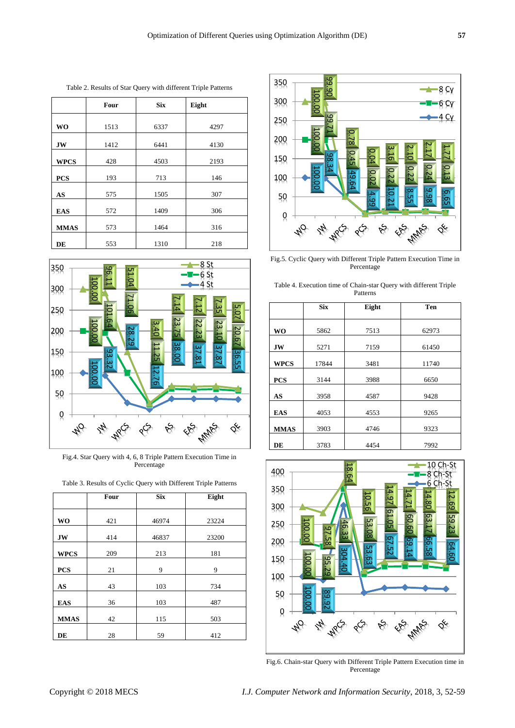Table 2. Results of Star Query with different Triple Patterns

| | Four | Six | Eight |
|---|---|---|---|
| **WO** | 1513 | 6337 | 4297 |
| **JW** | 1412 | 6441 | 4130 |
| **WPCS** | 428 | 4503 | 2193 |
| **PCS** | 193 | 713 | 146 |
| **AS** | 575 | 1505 | 307 |
| **EAS** | 572 | 1409 | 306 |
| **MMAS** | 573 | 1464 | 316 |
| **DE** | 553 | 1310 | 218 |

Fig.4. Star Query with 4, 6, 8 Triple Pattern Execution Time in Percentage

Table 3. Results of Cyclic Query with Different Triple Patterns

| | Four | Six | Eight |
|---|---|---|---|
| **WO** | 421 | 46974 | 23224 |
| **JW** | 414 | 46837 | 23200 |
| **WPCS** | 209 | 213 | 181 |
| **PCS** | 21 | 9 | 9 |
| **AS** | 43 | 103 | 734 |
| **EAS** | 36 | 103 | 487 |
| **MMAS** | 42 | 115 | 503 |
| **DE** | 28 | 59 | 412 |

Fig.5. Cyclic Query with Different Triple Pattern Execution Time in Percentage

Table 4. Execution time of Chain-star Query with different Triple Patterns

| | Six | Eight | Ten |
|---|---|---|---|
| **WO** | 5862 | 7513 | 62973 |
| **JW** | 5271 | 7159 | 61450 |
| **WPCS** | 17844 | 3481 | 11740 |
| **PCS** | 3144 | 3988 | 6650 |
| **AS** | 3958 | 4587 | 9428 |
| **EAS** | 4053 | 4553 | 9265 |
| **MMAS** | 3903 | 4746 | 9323 |
| **DE** | 3783 | 4454 | 7992 |

Fig.6. Chain-star Query with Different Triple Pattern Execution time in Percentage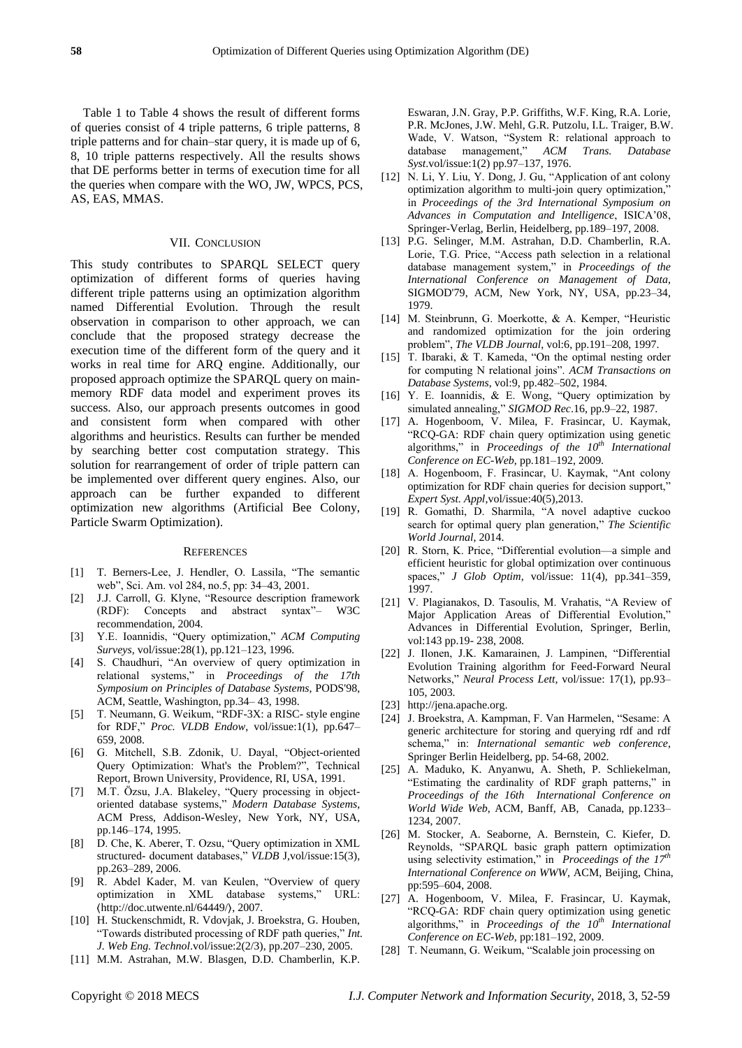Table 1 to Table 4 shows the result of different forms of queries consist of 4 triple patterns, 6 triple patterns, 8 triple patterns and for chain–star query, it is made up of 6, 8, 10 triple patterns respectively. All the results shows that DE performs better in terms of execution time for all the queries when compare with the WO, JW, WPCS, PCS, AS, EAS, MMAS.

## VII. Conclusion

This study contributes to SPARQL SELECT query optimization of different forms of queries having different triple patterns using an optimization algorithm named Differential Evolution. Through the result observation in comparison to other approach, we can conclude that the proposed strategy decrease the execution time of the different form of the query and it works in real time for ARQ engine. Additionally, our proposed approach optimize the SPARQL query on main-memory RDF data model and experiment proves its success. Also, our approach presents outcomes in good and consistent form when compared with other algorithms and heuristics. Results can further be mended by searching better cost computation strategy. This solution for rearrangement of order of triple pattern can be implemented over different query engines. Also, our approach can be further expanded to different optimization new algorithms (Artificial Bee Colony, Particle Swarm Optimization).

## References

[1] T. Berners-Lee, J. Hendler, O. Lassila, "The semantic web", Sci. Am. vol 284, no.5, pp: 34–43, 2001.

[2] J.J. Carroll, G. Klyne, "Resource description framework (RDF): Concepts and abstract syntax"– W3C recommendation, 2004.

[3] Y.E. Ioannidis, "Query optimization," *ACM Computing Surveys,* vol/issue:28(1), pp.121–123, 1996.

[4] S. Chaudhuri, "An overview of query optimization in relational systems," in *Proceedings of the 17th Symposium on Principles of Database Systems*, PODS'98, ACM, Seattle, Washington, pp.34– 43, 1998.

[5] T. Neumann, G. Weikum, "RDF-3X: a RISC- style engine for RDF," *Proc. VLDB Endow*, vol/issue:1(1), pp.647–659, 2008.

[6] G. Mitchell, S.B. Zdonik, U. Dayal, "Object-oriented Query Optimization: What's the Problem?", Technical Report, Brown University, Providence, RI, USA, 1991.

[7] M.T. Özsu, J.A. Blakeley, "Query processing in object-oriented database systems," *Modern Database Systems*, ACM Press, Addison-Wesley, New York, NY, USA, pp.146–174, 1995.

[8] D. Che, K. Aberer, T. Ozsu, "Query optimization in XML structured- document databases," *VLDB J*,vol/issue:15(3), pp.263–289, 2006.

[9] R. Abdel Kader, M. van Keulen, "Overview of query optimization in XML database systems," URL: ⟨http://doc.utwente.nl/64449/⟩, 2007.

[10] H. Stuckenschmidt, R. Vdovjak, J. Broekstra, G. Houben, "Towards distributed processing of RDF path queries," *Int. J. Web Eng. Technol*.vol/issue:2(2/3), pp.207–230, 2005.

[11] M.M. Astrahan, M.W. Blasgen, D.D. Chamberlin, K.P. Eswaran, J.N. Gray, P.P. Griffiths, W.F. King, R.A. Lorie, P.R. McJones, J.W. Mehl, G.R. Putzolu, I.L. Traiger, B.W. Wade, V. Watson, "System R: relational approach to database management," *ACM Trans. Database Syst*.vol/issue:1(2) pp.97–137, 1976.

[12] N. Li, Y. Liu, Y. Dong, J. Gu, "Application of ant colony optimization algorithm to multi-join query optimization," in *Proceedings of the 3rd International Symposium on Advances in Computation and Intelligence*, ISICA'08, Springer-Verlag, Berlin, Heidelberg, pp.189–197, 2008.

[13] P.G. Selinger, M.M. Astrahan, D.D. Chamberlin, R.A. Lorie, T.G. Price, "Access path selection in a relational database management system," in *Proceedings of the International Conference on Management of Data*, SIGMOD'79, ACM, New York, NY, USA, pp.23–34, 1979.

[14] M. Steinbrunn, G. Moerkotte, & A. Kemper, "Heuristic and randomized optimization for the join ordering problem", *The VLDB Journal*, vol:6, pp.191–208, 1997.

[15] T. Ibaraki, & T. Kameda, "On the optimal nesting order for computing N relational joins". *ACM Transactions on Database Systems*, vol:9, pp.482–502, 1984.

[16] Y. E. Ioannidis, & E. Wong, "Query optimization by simulated annealing," *SIGMOD Rec*.16, pp.9–22, 1987.

[17] A. Hogenboom, V. Milea, F. Frasincar, U. Kaymak, "RCQ-GA: RDF chain query optimization using genetic algorithms," in *Proceedings of the 10th International Conference on EC-Web*, pp.181–192, 2009.

[18] A. Hogenboom, F. Frasincar, U. Kaymak, "Ant colony optimization for RDF chain queries for decision support," *Expert Syst. Appl*,vol/issue:40(5),2013.

[19] R. Gomathi, D. Sharmila, "A novel adaptive cuckoo search for optimal query plan generation," *The Scientific World Journal*, 2014.

[20] R. Storn, K. Price, "Differential evolution—a simple and efficient heuristic for global optimization over continuous spaces," *J Glob Optim,* vol/issue: 11(4), pp.341–359, 1997.

[21] V. Plagianakos, D. Tasoulis, M. Vrahatis, "A Review of Major Application Areas of Differential Evolution," Advances in Differential Evolution, Springer, Berlin, vol:143 pp.19- 238, 2008.

[22] J. Ilonen, J.K. Kamarainen, J. Lampinen, "Differential Evolution Training algorithm for Feed-Forward Neural Networks," *Neural Process Lett*, vol/issue: 17(1), pp.93–105, 2003.

[23] http://jena.apache.org.

[24] J. Broekstra, A. Kampman, F. Van Harmelen, "Sesame: A generic architecture for storing and querying rdf and rdf schema," in: *International semantic web conference*, Springer Berlin Heidelberg, pp. 54-68, 2002.

[25] A. Maduko, K. Anyanwu, A. Sheth, P. Schliekelman, "Estimating the cardinality of RDF graph patterns," in *Proceedings of the 16th International Conference on World Wide Web*, ACM, Banff, AB, Canada, pp.1233–1234, 2007.

[26] M. Stocker, A. Seaborne, A. Bernstein, C. Kiefer, D. Reynolds, "SPARQL basic graph pattern optimization using selectivity estimation," in *Proceedings of the 17th International Conference on WWW*, ACM, Beijing, China, pp:595–604, 2008.

[27] A. Hogenboom, V. Milea, F. Frasincar, U. Kaymak, "RCQ-GA: RDF chain query optimization using genetic algorithms," in *Proceedings of the 10th International Conference on EC-Web,* pp:181–192, 2009.

[28] T. Neumann, G. Weikum, "Scalable join processing on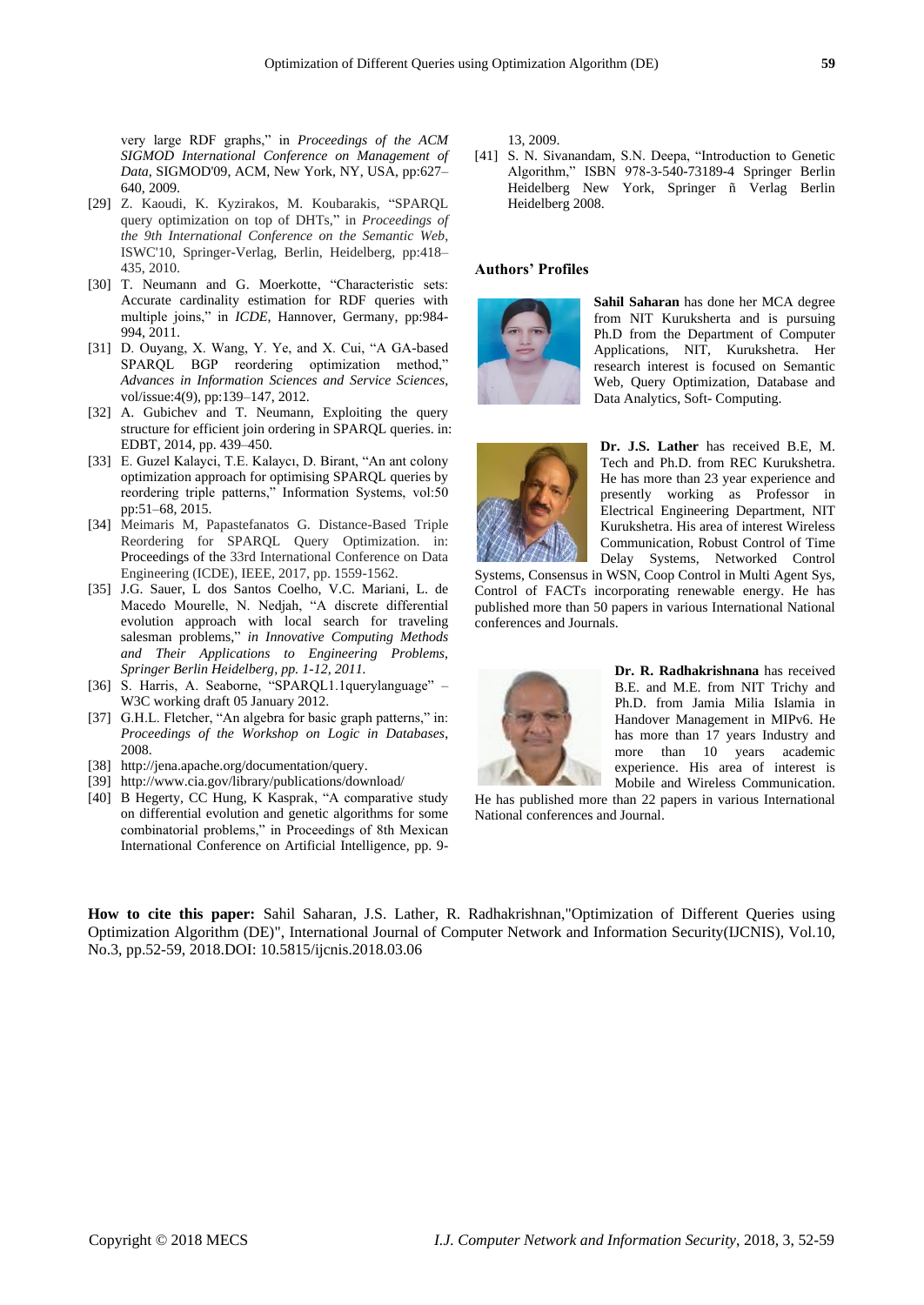very large RDF graphs," in *Proceedings of the ACM SIGMOD International Conference on Management of Data*, SIGMOD'09, ACM, New York, NY, USA, pp:627–640, 2009.

[29] Z. Kaoudi, K. Kyzirakos, M. Koubarakis, "SPARQL query optimization on top of DHTs," in *Proceedings of the 9th International Conference on the Semantic Web*, ISWC'10, Springer-Verlag, Berlin, Heidelberg, pp:418–435, 2010.

[30] T. Neumann and G. Moerkotte, "Characteristic sets: Accurate cardinality estimation for RDF queries with multiple joins," in *ICDE*, Hannover, Germany, pp:984-994, 2011.

[31] D. Ouyang, X. Wang, Y. Ye, and X. Cui, "A GA-based SPARQL BGP reordering optimization method," *Advances in Information Sciences and Service Sciences*, vol/issue:4(9), pp:139–147, 2012.

[32] A. Gubichev and T. Neumann, Exploiting the query structure for efficient join ordering in SPARQL queries. in: EDBT, 2014, pp. 439–450.

[33] E. Guzel Kalayci, T.E. Kalaycı, D. Birant, "An ant colony optimization approach for optimising SPARQL queries by reordering triple patterns," Information Systems, vol:50 pp:51–68, 2015.

[34] Meimaris M, Papastefanatos G. Distance-Based Triple Reordering for SPARQL Query Optimization. in: Proceedings of the 33rd International Conference on Data Engineering (ICDE), IEEE, 2017, pp. 1559-1562.

[35] J.G. Sauer, L dos Santos Coelho, V.C. Mariani, L. de Macedo Mourelle, N. Nedjah, "A discrete differential evolution approach with local search for traveling salesman problems," *in Innovative Computing Methods and Their Applications to Engineering Problems, Springer Berlin Heidelberg, pp. 1-12, 2011.*

[36] S. Harris, A. Seaborne, "SPARQL1.1querylanguage" – W3C working draft 05 January 2012.

[37] G.H.L. Fletcher, "An algebra for basic graph patterns," in: *Proceedings of the Workshop on Logic in Databases*, 2008.

[38] http://jena.apache.org/documentation/query.

[39] http://www.cia.gov/library/publications/download/

[40] B Hegerty, CC Hung, K Kasprak, "A comparative study on differential evolution and genetic algorithms for some combinatorial problems," in Proceedings of 8th Mexican International Conference on Artificial Intelligence, pp. 9-13, 2009.

[41] S. N. Sivanandam, S.N. Deepa, "Introduction to Genetic Algorithm," ISBN 978-3-540-73189-4 Springer Berlin Heidelberg New York, Springer ñ Verlag Berlin Heidelberg 2008.

## Authors' Profiles

**Sahil Saharan** has done her MCA degree from NIT Kuruksherta and is pursuing Ph.D from the Department of Computer Applications, NIT, Kurukshetra. Her research interest is focused on Semantic Web, Query Optimization, Database and Data Analytics, Soft- Computing.

**Dr. J.S. Lather** has received B.E, M. Tech and Ph.D. from REC Kurukshetra. He has more than 23 year experience and presently working as Professor in Electrical Engineering Department, NIT Kurukshetra. His area of interest Wireless Communication, Robust Control of Time Delay Systems, Networked Control Systems, Consensus in WSN, Coop Control in Multi Agent Sys, Control of FACTs incorporating renewable energy. He has published more than 50 papers in various International National conferences and Journals.

**Dr. R. Radhakrishnana** has received B.E. and M.E. from NIT Trichy and Ph.D. from Jamia Milia Islamia in Handover Management in MIPv6. He has more than 17 years Industry and more than 10 years academic experience. His area of interest is Mobile and Wireless Communication. He has published more than 22 papers in various International National conferences and Journal.

**How to cite this paper:** Sahil Saharan, J.S. Lather, R. Radhakrishnan,"Optimization of Different Queries using Optimization Algorithm (DE)", International Journal of Computer Network and Information Security(IJCNIS), Vol.10, No.3, pp.52-59, 2018.DOI: 10.5815/ijcnis.2018.03.06